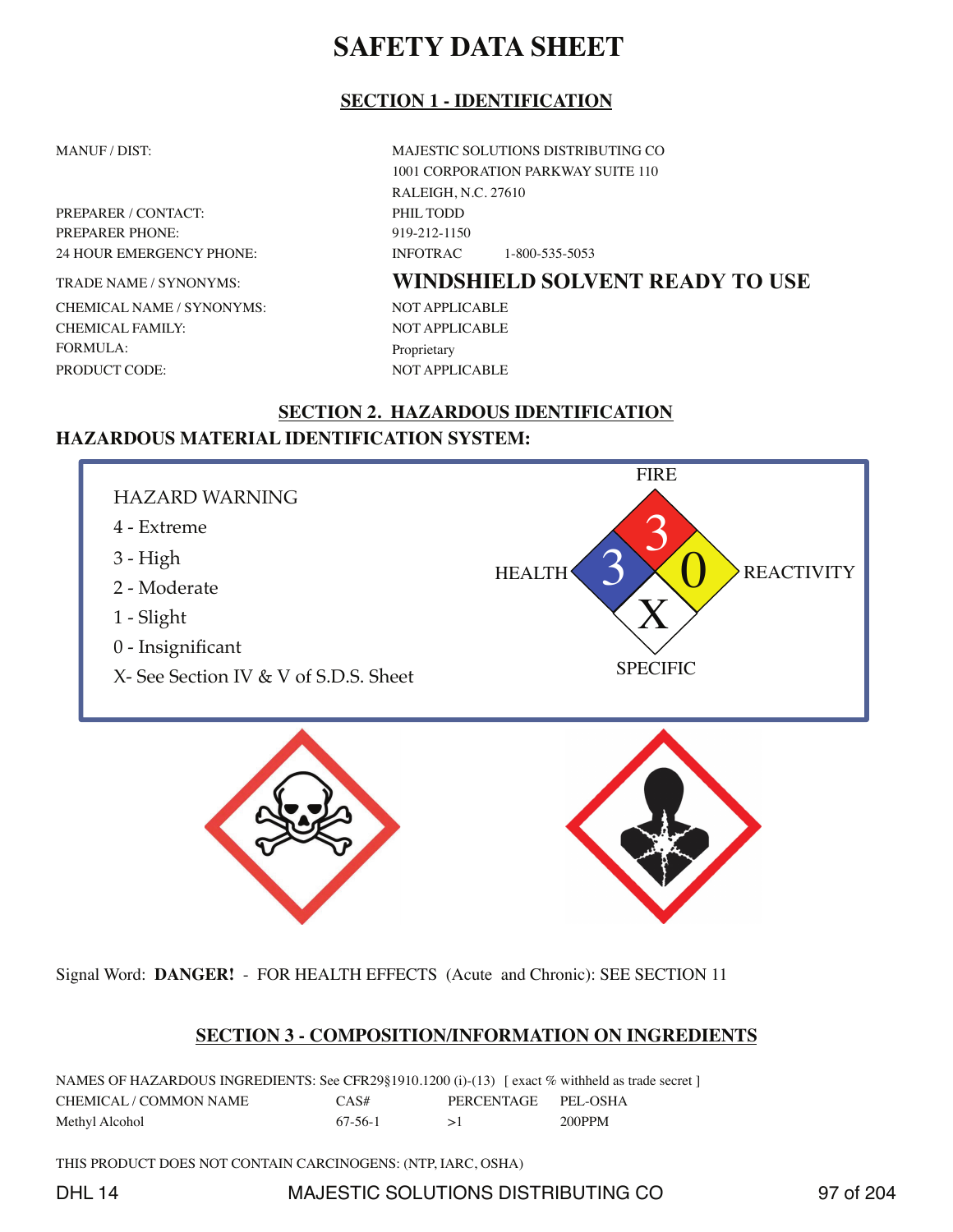# SAFETY DATA SHEET

## SECTION 1 - IDENTIFICATION

| | |
|---|---|
| MANUF / DIST: | MAJESTIC SOLUTIONS DISTRIBUTING CO<br>1001 CORPORATION PARKWAY SUITE 110<br>RALEIGH, N.C. 27610 |
| PREPARER / CONTACT: | PHIL TODD |
| PREPARER PHONE: | 919-212-1150 |
| 24 HOUR EMERGENCY PHONE: | INFOTRAC 1-800-535-5053 |
| TRADE NAME / SYNONYMS: | **WINDSHIELD SOLVENT READY TO USE** |
| CHEMICAL NAME / SYNONYMS: | NOT APPLICABLE |
| CHEMICAL FAMILY: | NOT APPLICABLE |
| FORMULA: | Proprietary |
| PRODUCT CODE: | NOT APPLICABLE |

## SECTION 2. HAZARDOUS IDENTIFICATION

### HAZARDOUS MATERIAL IDENTIFICATION SYSTEM:

HAZARD WARNING
- 4 - Extreme
- 3 - High
- 2 - Moderate
- 1 - Slight
- 0 - Insignificant
- X- See Section IV & V of S.D.S. Sheet

FIRE: 3
HEALTH: 3
REACTIVITY: 0
SPECIFIC: X

Signal Word: **DANGER!** - FOR HEALTH EFFECTS (Acute and Chronic): SEE SECTION 11

## SECTION 3 - COMPOSITION/INFORMATION ON INGREDIENTS

NAMES OF HAZARDOUS INGREDIENTS: See CFR29§1910.1200 (i)-(13) [ exact % withheld as trade secret ]

| CHEMICAL / COMMON NAME | CAS# | PERCENTAGE | PEL-OSHA |
|---|---|---|---|
| Methyl Alcohol | 67-56-1 | >1 | 200PPM |

THIS PRODUCT DOES NOT CONTAIN CARCINOGENS: (NTP, IARC, OSHA)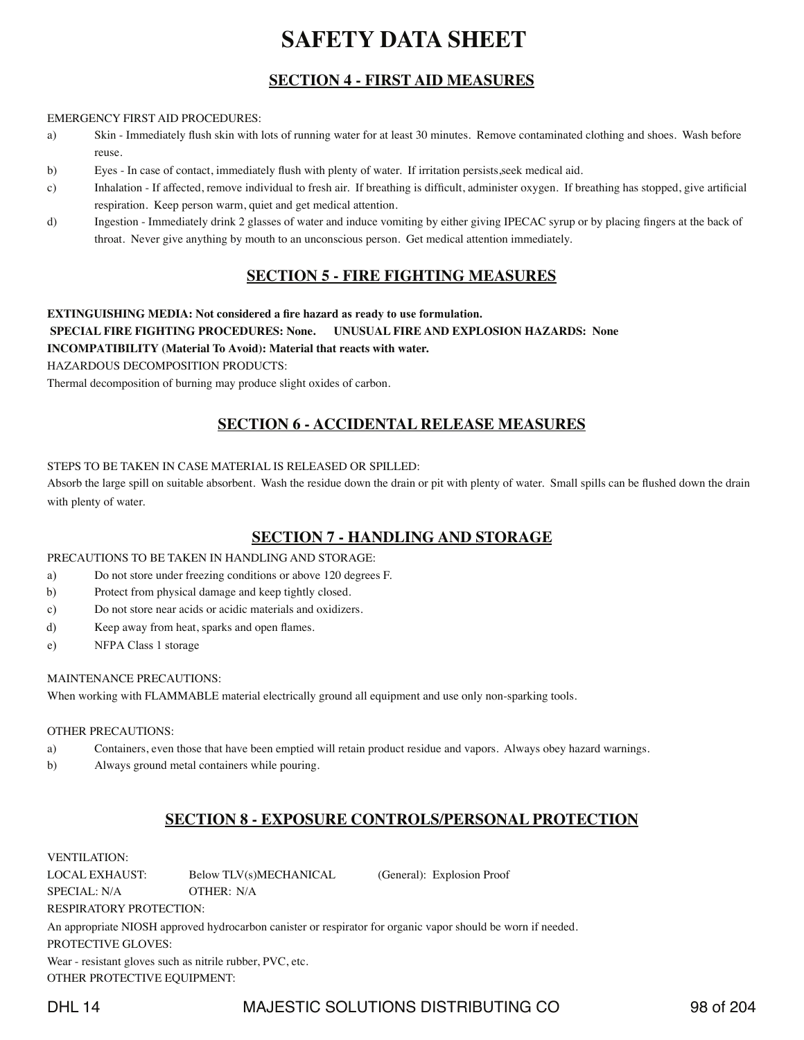# SAFETY DATA SHEET

## SECTION 4 - FIRST AID MEASURES

EMERGENCY FIRST AID PROCEDURES:

a) Skin - Immediately flush skin with lots of running water for at least 30 minutes. Remove contaminated clothing and shoes. Wash before reuse.

b) Eyes - In case of contact, immediately flush with plenty of water. If irritation persists,seek medical aid.

c) Inhalation - If affected, remove individual to fresh air. If breathing is difficult, administer oxygen. If breathing has stopped, give artificial respiration. Keep person warm, quiet and get medical attention.

d) Ingestion - Immediately drink 2 glasses of water and induce vomiting by either giving IPECAC syrup or by placing fingers at the back of throat. Never give anything by mouth to an unconscious person. Get medical attention immediately.

## SECTION 5 - FIRE FIGHTING MEASURES

**EXTINGUISHING MEDIA: Not considered a fire hazard as ready to use formulation.**

**SPECIAL FIRE FIGHTING PROCEDURES: None. UNUSUAL FIRE AND EXPLOSION HAZARDS: None**

**INCOMPATIBILITY (Material To Avoid): Material that reacts with water.**

HAZARDOUS DECOMPOSITION PRODUCTS:

Thermal decomposition of burning may produce slight oxides of carbon.

## SECTION 6 - ACCIDENTAL RELEASE MEASURES

STEPS TO BE TAKEN IN CASE MATERIAL IS RELEASED OR SPILLED:

Absorb the large spill on suitable absorbent. Wash the residue down the drain or pit with plenty of water. Small spills can be flushed down the drain with plenty of water.

## SECTION 7 - HANDLING AND STORAGE

PRECAUTIONS TO BE TAKEN IN HANDLING AND STORAGE:

a) Do not store under freezing conditions or above 120 degrees F.

b) Protect from physical damage and keep tightly closed.

c) Do not store near acids or acidic materials and oxidizers.

d) Keep away from heat, sparks and open flames.

e) NFPA Class 1 storage

MAINTENANCE PRECAUTIONS:

When working with FLAMMABLE material electrically ground all equipment and use only non-sparking tools.

OTHER PRECAUTIONS:

a) Containers, even those that have been emptied will retain product residue and vapors. Always obey hazard warnings.

b) Always ground metal containers while pouring.

## SECTION 8 - EXPOSURE CONTROLS/PERSONAL PROTECTION

VENTILATION:

LOCAL EXHAUST: Below TLV(s)MECHANICAL (General): Explosion Proof

SPECIAL: N/A OTHER: N/A

RESPIRATORY PROTECTION:

An appropriate NIOSH approved hydrocarbon canister or respirator for organic vapor should be worn if needed.

PROTECTIVE GLOVES:

Wear - resistant gloves such as nitrile rubber, PVC, etc.

OTHER PROTECTIVE EQUIPMENT: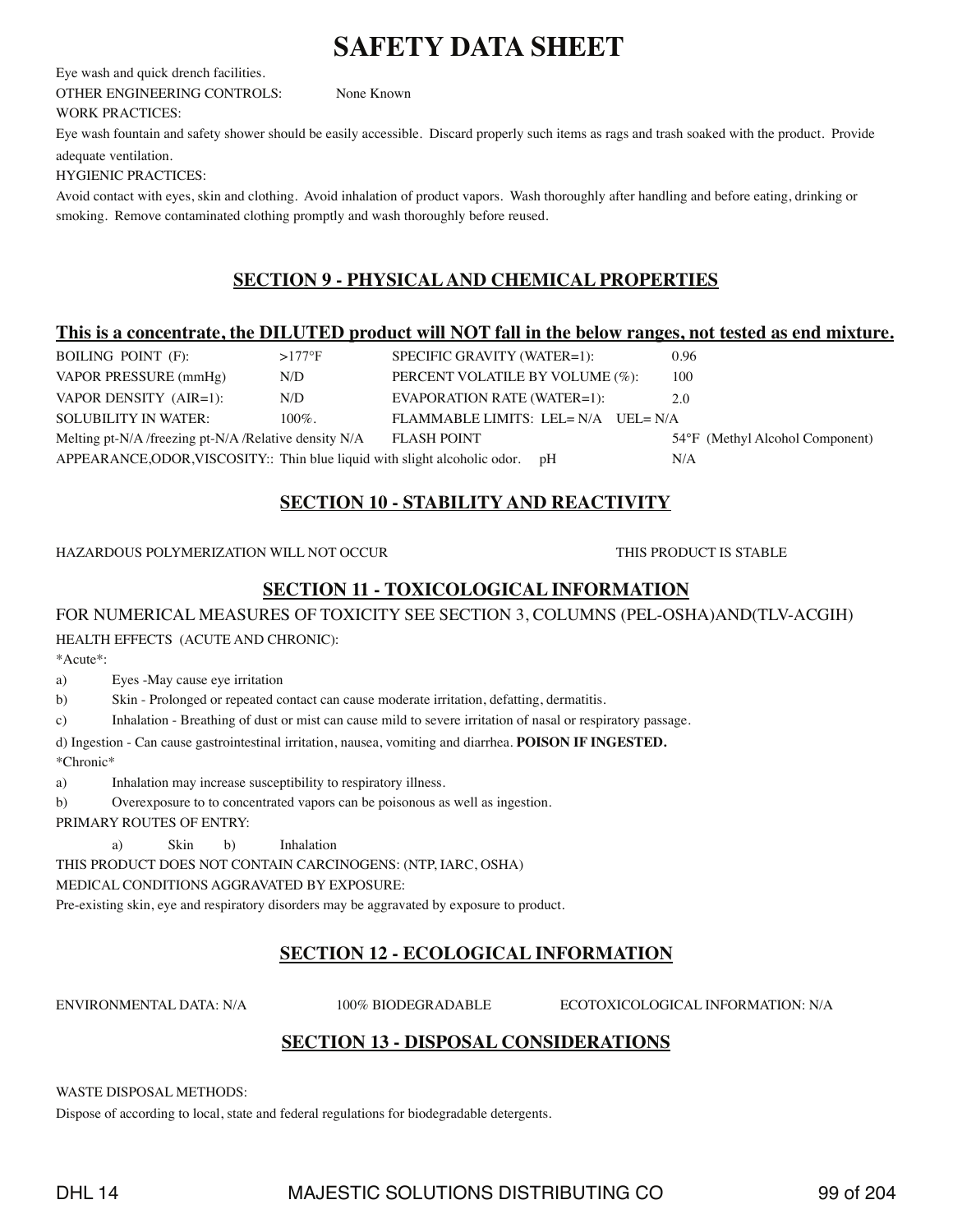# SAFETY DATA SHEET

Eye wash and quick drench facilities.

OTHER ENGINEERING CONTROLS: None Known

WORK PRACTICES:

Eye wash fountain and safety shower should be easily accessible. Discard properly such items as rags and trash soaked with the product. Provide adequate ventilation.

HYGIENIC PRACTICES:

Avoid contact with eyes, skin and clothing. Avoid inhalation of product vapors. Wash thoroughly after handling and before eating, drinking or smoking. Remove contaminated clothing promptly and wash thoroughly before reused.

## SECTION 9 - PHYSICAL AND CHEMICAL PROPERTIES

**This is a concentrate, the DILUTED product will NOT fall in the below ranges, not tested as end mixture.**

| | | | |
|---|---|---|---|
| BOILING POINT (F): | >177°F | SPECIFIC GRAVITY (WATER=1): | 0.96 |
| VAPOR PRESSURE (mmHg) | N/D | PERCENT VOLATILE BY VOLUME (%): | 100 |
| VAPOR DENSITY (AIR=1): | N/D | EVAPORATION RATE (WATER=1): | 2.0 |
| SOLUBILITY IN WATER: | 100%. | FLAMMABLE LIMITS: LEL= N/A UEL= N/A | |
| Melting pt-N/A /freezing pt-N/A /Relative density N/A | | FLASH POINT | 54°F (Methyl Alcohol Component) |
| APPEARANCE,ODOR,VISCOSITY:: Thin blue liquid with slight alcoholic odor. | | pH | N/A |

## SECTION 10 - STABILITY AND REACTIVITY

HAZARDOUS POLYMERIZATION WILL NOT OCCUR

THIS PRODUCT IS STABLE

## SECTION 11 - TOXICOLOGICAL INFORMATION

FOR NUMERICAL MEASURES OF TOXICITY SEE SECTION 3, COLUMNS (PEL-OSHA)AND(TLV-ACGIH)

HEALTH EFFECTS (ACUTE AND CHRONIC):

*Acute*:

a) Eyes -May cause eye irritation

b) Skin - Prolonged or repeated contact can cause moderate irritation, defatting, dermatitis.

c) Inhalation - Breathing of dust or mist can cause mild to severe irritation of nasal or respiratory passage.

d) Ingestion - Can cause gastrointestinal irritation, nausea, vomiting and diarrhea. **POISON IF INGESTED.**

*Chronic*

a) Inhalation may increase susceptibility to respiratory illness.

b) Overexposure to to concentrated vapors can be poisonous as well as ingestion.

PRIMARY ROUTES OF ENTRY:

a) Skin b) Inhalation

THIS PRODUCT DOES NOT CONTAIN CARCINOGENS: (NTP, IARC, OSHA)

MEDICAL CONDITIONS AGGRAVATED BY EXPOSURE:

Pre-existing skin, eye and respiratory disorders may be aggravated by exposure to product.

## SECTION 12 - ECOLOGICAL INFORMATION

ENVIRONMENTAL DATA: N/A 100% BIODEGRADABLE ECOTOXICOLOGICAL INFORMATION: N/A

## SECTION 13 - DISPOSAL CONSIDERATIONS

WASTE DISPOSAL METHODS:

Dispose of according to local, state and federal regulations for biodegradable detergents.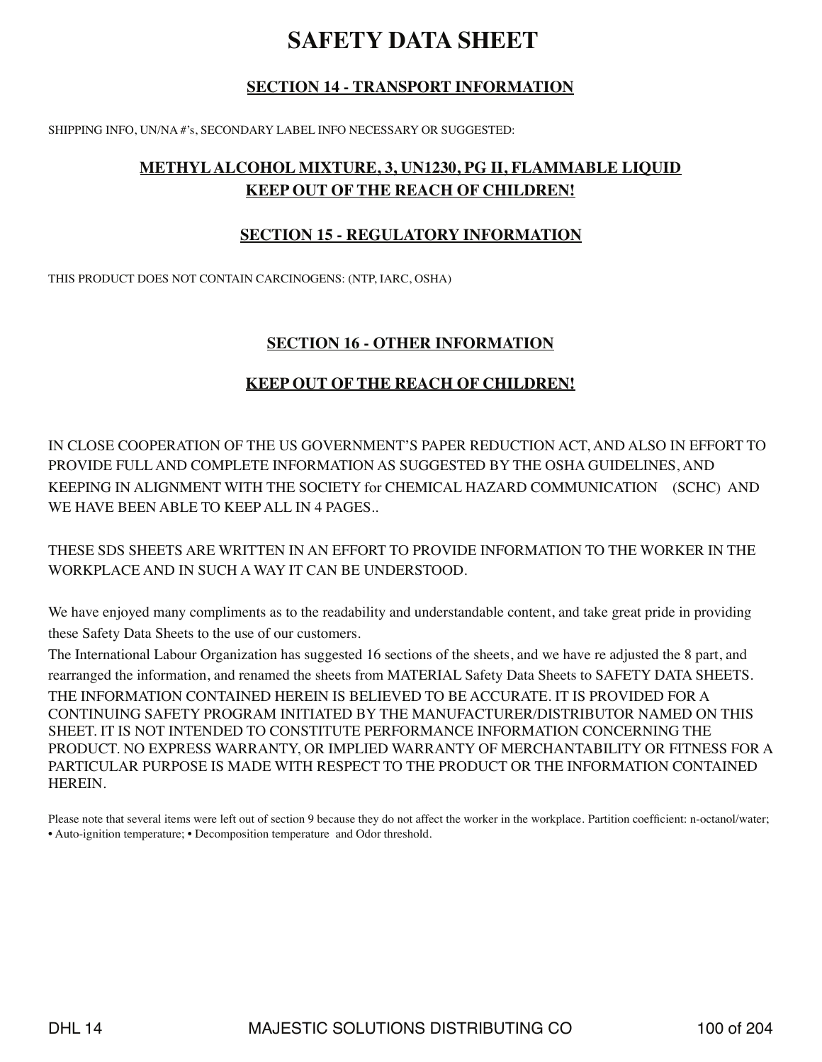# SAFETY DATA SHEET

## SECTION 14 - TRANSPORT INFORMATION

SHIPPING INFO, UN/NA #'s, SECONDARY LABEL INFO NECESSARY OR SUGGESTED:

**METHYL ALCOHOL MIXTURE, 3, UN1230, PG II, FLAMMABLE LIQUID**
**KEEP OUT OF THE REACH OF CHILDREN!**

## SECTION 15 - REGULATORY INFORMATION

THIS PRODUCT DOES NOT CONTAIN CARCINOGENS: (NTP, IARC, OSHA)

## SECTION 16 - OTHER INFORMATION

**KEEP OUT OF THE REACH OF CHILDREN!**

IN CLOSE COOPERATION OF THE US GOVERNMENT'S PAPER REDUCTION ACT, AND ALSO IN EFFORT TO PROVIDE FULL AND COMPLETE INFORMATION AS SUGGESTED BY THE OSHA GUIDELINES, AND KEEPING IN ALIGNMENT WITH THE SOCIETY for CHEMICAL HAZARD COMMUNICATION (SCHC) AND WE HAVE BEEN ABLE TO KEEP ALL IN 4 PAGES..

THESE SDS SHEETS ARE WRITTEN IN AN EFFORT TO PROVIDE INFORMATION TO THE WORKER IN THE WORKPLACE AND IN SUCH A WAY IT CAN BE UNDERSTOOD.

We have enjoyed many compliments as to the readability and understandable content, and take great pride in providing these Safety Data Sheets to the use of our customers.
The International Labour Organization has suggested 16 sections of the sheets, and we have re adjusted the 8 part, and rearranged the information, and renamed the sheets from MATERIAL Safety Data Sheets to SAFETY DATA SHEETS.
THE INFORMATION CONTAINED HEREIN IS BELIEVED TO BE ACCURATE. IT IS PROVIDED FOR A CONTINUING SAFETY PROGRAM INITIATED BY THE MANUFACTURER/DISTRIBUTOR NAMED ON THIS SHEET. IT IS NOT INTENDED TO CONSTITUTE PERFORMANCE INFORMATION CONCERNING THE PRODUCT. NO EXPRESS WARRANTY, OR IMPLIED WARRANTY OF MERCHANTABILITY OR FITNESS FOR A PARTICULAR PURPOSE IS MADE WITH RESPECT TO THE PRODUCT OR THE INFORMATION CONTAINED HEREIN.

Please note that several items were left out of section 9 because they do not affect the worker in the workplace. Partition coefficient: n-octanol/water; • Auto-ignition temperature; • Decomposition temperature and Odor threshold.